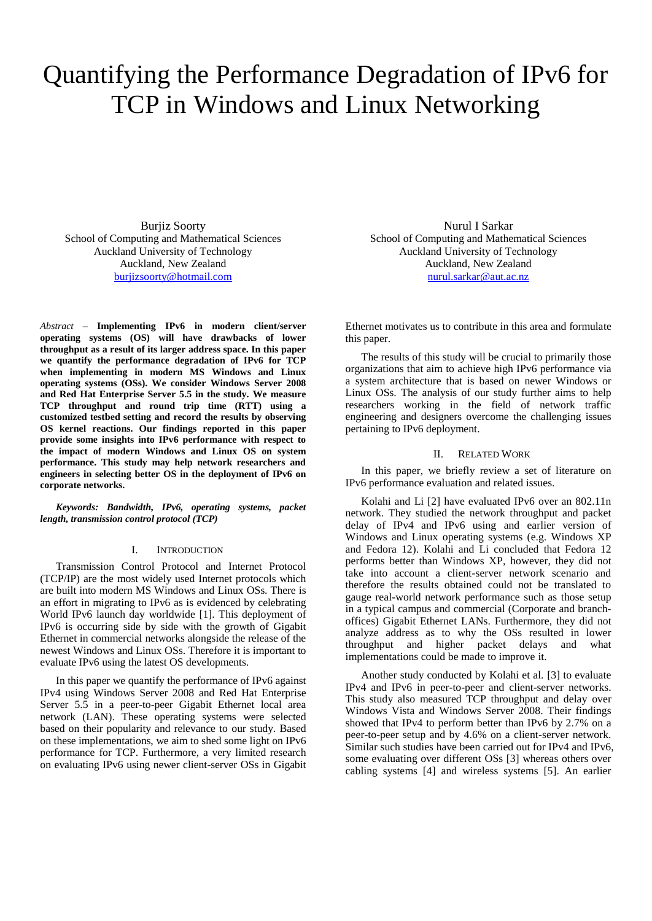# Quantifying the Performance Degradation of IPv6 for TCP in Windows and Linux Networking

Burjiz Soorty
School of Computing and Mathematical Sciences
Auckland University of Technology
Auckland, New Zealand
burjizsoorty@hotmail.com

Nurul I Sarkar
School of Computing and Mathematical Sciences
Auckland University of Technology
Auckland, New Zealand
nurul.sarkar@aut.ac.nz

*Abstract* – **Implementing IPv6 in modern client/server operating systems (OS) will have drawbacks of lower throughput as a result of its larger address space. In this paper we quantify the performance degradation of IPv6 for TCP when implementing in modern MS Windows and Linux operating systems (OSs). We consider Windows Server 2008 and Red Hat Enterprise Server 5.5 in the study. We measure TCP throughput and round trip time (RTT) using a customized testbed setting and record the results by observing OS kernel reactions. Our findings reported in this paper provide some insights into IPv6 performance with respect to the impact of modern Windows and Linux OS on system performance. This study may help network researchers and engineers in selecting better OS in the deployment of IPv6 on corporate networks.**

***Keywords: Bandwidth, IPv6, operating systems, packet length, transmission control protocol (TCP)***

## I. Introduction

Transmission Control Protocol and Internet Protocol (TCP/IP) are the most widely used Internet protocols which are built into modern MS Windows and Linux OSs. There is an effort in migrating to IPv6 as is evidenced by celebrating World IPv6 launch day worldwide [1]. This deployment of IPv6 is occurring side by side with the growth of Gigabit Ethernet in commercial networks alongside the release of the newest Windows and Linux OSs. Therefore it is important to evaluate IPv6 using the latest OS developments.

In this paper we quantify the performance of IPv6 against IPv4 using Windows Server 2008 and Red Hat Enterprise Server 5.5 in a peer-to-peer Gigabit Ethernet local area network (LAN). These operating systems were selected based on their popularity and relevance to our study. Based on these implementations, we aim to shed some light on IPv6 performance for TCP. Furthermore, a very limited research on evaluating IPv6 using newer client-server OSs in Gigabit Ethernet motivates us to contribute in this area and formulate this paper.

The results of this study will be crucial to primarily those organizations that aim to achieve high IPv6 performance via a system architecture that is based on newer Windows or Linux OSs. The analysis of our study further aims to help researchers working in the field of network traffic engineering and designers overcome the challenging issues pertaining to IPv6 deployment.

## II. Related Work

In this paper, we briefly review a set of literature on IPv6 performance evaluation and related issues.

Kolahi and Li [2] have evaluated IPv6 over an 802.11n network. They studied the network throughput and packet delay of IPv4 and IPv6 using and earlier version of Windows and Linux operating systems (e.g. Windows XP and Fedora 12). Kolahi and Li concluded that Fedora 12 performs better than Windows XP, however, they did not take into account a client-server network scenario and therefore the results obtained could not be translated to gauge real-world network performance such as those setup in a typical campus and commercial (Corporate and branch-offices) Gigabit Ethernet LANs. Furthermore, they did not analyze address as to why the OSs resulted in lower throughput and higher packet delays and what implementations could be made to improve it.

Another study conducted by Kolahi et al. [3] to evaluate IPv4 and IPv6 in peer-to-peer and client-server networks. This study also measured TCP throughput and delay over Windows Vista and Windows Server 2008. Their findings showed that IPv4 to perform better than IPv6 by 2.7% on a peer-to-peer setup and by 4.6% on a client-server network. Similar such studies have been carried out for IPv4 and IPv6, some evaluating over different OSs [3] whereas others over cabling systems [4] and wireless systems [5]. An earlier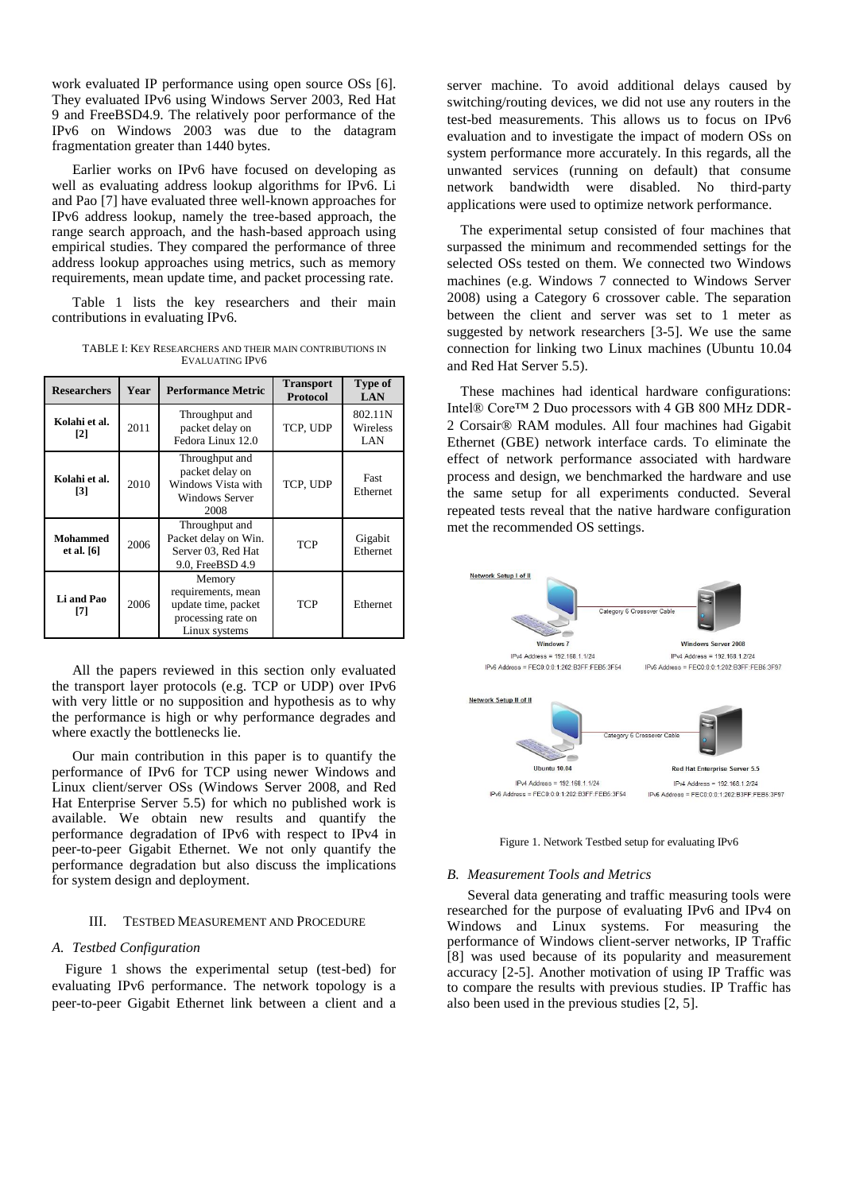work evaluated IP performance using open source OSs [6]. They evaluated IPv6 using Windows Server 2003, Red Hat 9 and FreeBSD4.9. The relatively poor performance of the IPv6 on Windows 2003 was due to the datagram fragmentation greater than 1440 bytes.

Earlier works on IPv6 have focused on developing as well as evaluating address lookup algorithms for IPv6. Li and Pao [7] have evaluated three well-known approaches for IPv6 address lookup, namely the tree-based approach, the range search approach, and the hash-based approach using empirical studies. They compared the performance of three address lookup approaches using metrics, such as memory requirements, mean update time, and packet processing rate.

Table 1 lists the key researchers and their main contributions in evaluating IPv6.

TABLE I: KEY RESEARCHERS AND THEIR MAIN CONTRIBUTIONS IN EVALUATING IPV6

| Researchers | Year | Performance Metric | Transport Protocol | Type of LAN |
|---|---|---|---|---|
| **Kolahi et al. [2]** | 2011 | Throughput and packet delay on Fedora Linux 12.0 | TCP, UDP | 802.11N Wireless LAN |
| **Kolahi et al. [3]** | 2010 | Throughput and packet delay on Windows Vista with Windows Server 2008 | TCP, UDP | Fast Ethernet |
| **Mohammed et al. [6]** | 2006 | Throughput and Packet delay on Win. Server 03, Red Hat 9.0, FreeBSD 4.9 | TCP | Gigabit Ethernet |
| **Li and Pao [7]** | 2006 | Memory requirements, mean update time, packet processing rate on Linux systems | TCP | Ethernet |

All the papers reviewed in this section only evaluated the transport layer protocols (e.g. TCP or UDP) over IPv6 with very little or no supposition and hypothesis as to why the performance is high or why performance degrades and where exactly the bottlenecks lie.

Our main contribution in this paper is to quantify the performance of IPv6 for TCP using newer Windows and Linux client/server OSs (Windows Server 2008, and Red Hat Enterprise Server 5.5) for which no published work is available. We obtain new results and quantify the performance degradation of IPv6 with respect to IPv4 in peer-to-peer Gigabit Ethernet. We not only quantify the performance degradation but also discuss the implications for system design and deployment.

## III. TESTBED MEASUREMENT AND PROCEDURE

### A. Testbed Configuration

Figure 1 shows the experimental setup (test-bed) for evaluating IPv6 performance. The network topology is a peer-to-peer Gigabit Ethernet link between a client and a server machine. To avoid additional delays caused by switching/routing devices, we did not use any routers in the test-bed measurements. This allows us to focus on IPv6 evaluation and to investigate the impact of modern OSs on system performance more accurately. In this regards, all the unwanted services (running on default) that consume network bandwidth were disabled. No third-party applications were used to optimize network performance.

The experimental setup consisted of four machines that surpassed the minimum and recommended settings for the selected OSs tested on them. We connected two Windows machines (e.g. Windows 7 connected to Windows Server 2008) using a Category 6 crossover cable. The separation between the client and server was set to 1 meter as suggested by network researchers [3-5]. We use the same connection for linking two Linux machines (Ubuntu 10.04 and Red Hat Server 5.5).

These machines had identical hardware configurations: Intel® Core™ 2 Duo processors with 4 GB 800 MHz DDR-2 Corsair® RAM modules. All four machines had Gigabit Ethernet (GBE) network interface cards. To eliminate the effect of network performance associated with hardware process and design, we benchmarked the hardware and use the same setup for all experiments conducted. Several repeated tests reveal that the native hardware configuration met the recommended OS settings.

Network Setup I of II

Windows 7 — Category 6 Crossover Cable — Windows Server 2008

IPv4 Address = 192.168.1.1/24 IPv4 Address = 192.168.1.2/24

IPv6 Address = FEC0:0:0:1:202:B3FF:FEB5:3F54 IPv6 Address = FEC0:0:0:1:202:B3FF:FEB5:3F97

Network Setup II of II

Ubuntu 10.04 — Category 6 Crossover Cable — Red Hat Enterprise Server 5.5

IPv4 Address = 192.168.1.1/24 IPv4 Address = 192.168.1.2/24

IPv6 Address = FEC0:0:0:1:202:B3FF:FEB5:3F54 IPv6 Address = FEC0:0:0:1:202:B3FF:FEB5:3F97

Figure 1. Network Testbed setup for evaluating IPv6

### B. Measurement Tools and Metrics

Several data generating and traffic measuring tools were researched for the purpose of evaluating IPv6 and IPv4 on Windows and Linux systems. For measuring the performance of Windows client-server networks, IP Traffic [8] was used because of its popularity and measurement accuracy [2-5]. Another motivation of using IP Traffic was to compare the results with previous studies. IP Traffic has also been used in the previous studies [2, 5].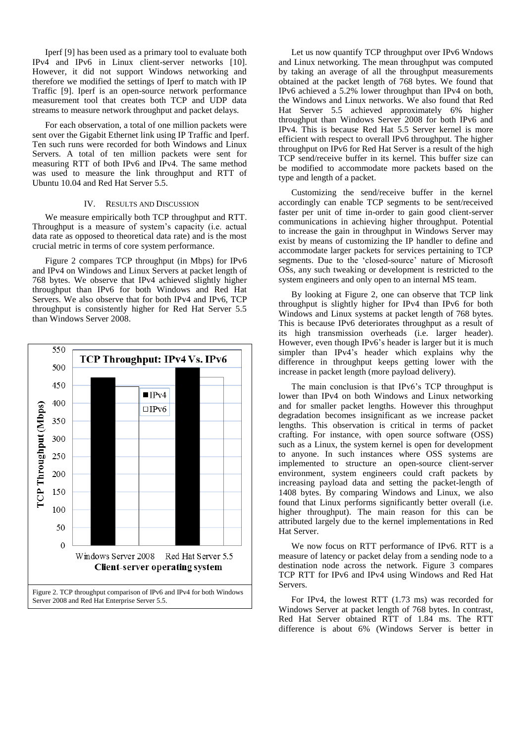Iperf [9] has been used as a primary tool to evaluate both IPv4 and IPv6 in Linux client-server networks [10]. However, it did not support Windows networking and therefore we modified the settings of Iperf to match with IP Traffic [9]. Iperf is an open-source network performance measurement tool that creates both TCP and UDP data streams to measure network throughput and packet delays.

For each observation, a total of one million packets were sent over the Gigabit Ethernet link using IP Traffic and Iperf. Ten such runs were recorded for both Windows and Linux Servers. A total of ten million packets were sent for measuring RTT of both IPv6 and IPv4. The same method was used to measure the link throughput and RTT of Ubuntu 10.04 and Red Hat Server 5.5.

## IV. RESULTS AND DISCUSSION

We measure empirically both TCP throughput and RTT. Throughput is a measure of system's capacity (i.e. actual data rate as opposed to theoretical data rate) and is the most crucial metric in terms of core system performance.

Figure 2 compares TCP throughput (in Mbps) for IPv6 and IPv4 on Windows and Linux Servers at packet length of 768 bytes. We observe that IPv4 achieved slightly higher throughput than IPv6 for both Windows and Red Hat Servers. We also observe that for both IPv4 and IPv6, TCP throughput is consistently higher for Red Hat Server 5.5 than Windows Server 2008.

Figure 2. TCP throughput comparison of IPv6 and IPv4 for both Windows Server 2008 and Red Hat Enterprise Server 5.5.

Let us now quantify TCP throughput over IPv6 Wndows and Linux networking. The mean throughput was computed by taking an average of all the throughput measurements obtained at the packet length of 768 bytes. We found that IPv6 achieved a 5.2% lower throughput than IPv4 on both, the Windows and Linux networks. We also found that Red Hat Server 5.5 achieved approximately 6% higher throughput than Windows Server 2008 for both IPv6 and IPv4. This is because Red Hat 5.5 Server kernel is more efficient with respect to overall IPv6 throughput. The higher throughput on IPv6 for Red Hat Server is a result of the high TCP send/receive buffer in its kernel. This buffer size can be modified to accommodate more packets based on the type and length of a packet.

Customizing the send/receive buffer in the kernel accordingly can enable TCP segments to be sent/received faster per unit of time in-order to gain good client-server communications in achieving higher throughput. Potential to increase the gain in throughput in Windows Server may exist by means of customizing the IP handler to define and accommodate larger packets for services pertaining to TCP segments. Due to the 'closed-source' nature of Microsoft OSs, any such tweaking or development is restricted to the system engineers and only open to an internal MS team.

By looking at Figure 2, one can observe that TCP link throughput is slightly higher for IPv4 than IPv6 for both Windows and Linux systems at packet length of 768 bytes. This is because IPv6 deteriorates throughput as a result of its high transmission overheads (i.e. larger header). However, even though IPv6's header is larger but it is much simpler than IPv4's header which explains why the difference in throughput keeps getting lower with the increase in packet length (more payload delivery).

The main conclusion is that IPv6's TCP throughput is lower than IPv4 on both Windows and Linux networking and for smaller packet lengths. However this throughput degradation becomes insignificant as we increase packet lengths. This observation is critical in terms of packet crafting. For instance, with open source software (OSS) such as a Linux, the system kernel is open for development to anyone. In such instances where OSS systems are implemented to structure an open-source client-server environment, system engineers could craft packets by increasing payload data and setting the packet-length of 1408 bytes. By comparing Windows and Linux, we also found that Linux performs significantly better overall (i.e. higher throughput). The main reason for this can be attributed largely due to the kernel implementations in Red Hat Server.

We now focus on RTT performance of IPv6. RTT is a measure of latency or packet delay from a sending node to a destination node across the network. Figure 3 compares TCP RTT for IPv6 and IPv4 using Windows and Red Hat Servers.

For IPv4, the lowest RTT (1.73 ms) was recorded for Windows Server at packet length of 768 bytes. In contrast, Red Hat Server obtained RTT of 1.84 ms. The RTT difference is about 6% (Windows Server is better in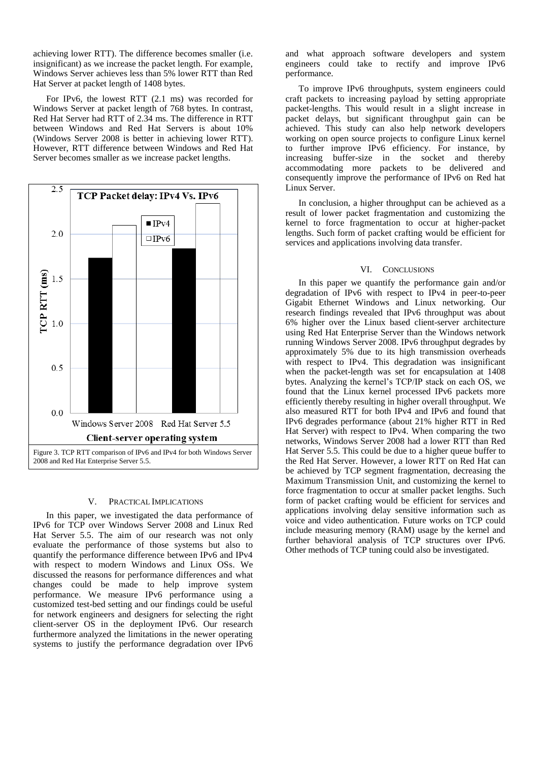achieving lower RTT). The difference becomes smaller (i.e. insignificant) as we increase the packet length. For example, Windows Server achieves less than 5% lower RTT than Red Hat Server at packet length of 1408 bytes.

For IPv6, the lowest RTT (2.1 ms) was recorded for Windows Server at packet length of 768 bytes. In contrast, Red Hat Server had RTT of 2.34 ms. The difference in RTT between Windows and Red Hat Servers is about 10% (Windows Server 2008 is better in achieving lower RTT). However, RTT difference between Windows and Red Hat Server becomes smaller as we increase packet lengths.

Figure 3. TCP RTT comparison of IPv6 and IPv4 for both Windows Server 2008 and Red Hat Enterprise Server 5.5.

## V. PRACTICAL IMPLICATIONS

In this paper, we investigated the data performance of IPv6 for TCP over Windows Server 2008 and Linux Red Hat Server 5.5. The aim of our research was not only evaluate the performance of those systems but also to quantify the performance difference between IPv6 and IPv4 with respect to modern Windows and Linux OSs. We discussed the reasons for performance differences and what changes could be made to help improve system performance. We measure IPv6 performance using a customized test-bed setting and our findings could be useful for network engineers and designers for selecting the right client-server OS in the deployment IPv6. Our research furthermore analyzed the limitations in the newer operating systems to justify the performance degradation over IPv6 and what approach software developers and system engineers could take to rectify and improve IPv6 performance.

To improve IPv6 throughputs, system engineers could craft packets to increasing payload by setting appropriate packet-lengths. This would result in a slight increase in packet delays, but significant throughput gain can be achieved. This study can also help network developers working on open source projects to configure Linux kernel to further improve IPv6 efficiency. For instance, by increasing buffer-size in the socket and thereby accommodating more packets to be delivered and consequently improve the performance of IPv6 on Red hat Linux Server.

In conclusion, a higher throughput can be achieved as a result of lower packet fragmentation and customizing the kernel to force fragmentation to occur at higher-packet lengths. Such form of packet crafting would be efficient for services and applications involving data transfer.

## VI. CONCLUSIONS

In this paper we quantify the performance gain and/or degradation of IPv6 with respect to IPv4 in peer-to-peer Gigabit Ethernet Windows and Linux networking. Our research findings revealed that IPv6 throughput was about 6% higher over the Linux based client-server architecture using Red Hat Enterprise Server than the Windows network running Windows Server 2008. IPv6 throughput degrades by approximately 5% due to its high transmission overheads with respect to IPv4. This degradation was insignificant when the packet-length was set for encapsulation at 1408 bytes. Analyzing the kernel's TCP/IP stack on each OS, we found that the Linux kernel processed IPv6 packets more efficiently thereby resulting in higher overall throughput. We also measured RTT for both IPv4 and IPv6 and found that IPv6 degrades performance (about 21% higher RTT in Red Hat Server) with respect to IPv4. When comparing the two networks, Windows Server 2008 had a lower RTT than Red Hat Server 5.5. This could be due to a higher queue buffer to the Red Hat Server. However, a lower RTT on Red Hat can be achieved by TCP segment fragmentation, decreasing the Maximum Transmission Unit, and customizing the kernel to force fragmentation to occur at smaller packet lengths. Such form of packet crafting would be efficient for services and applications involving delay sensitive information such as voice and video authentication. Future works on TCP could include measuring memory (RAM) usage by the kernel and further behavioral analysis of TCP structures over IPv6. Other methods of TCP tuning could also be investigated.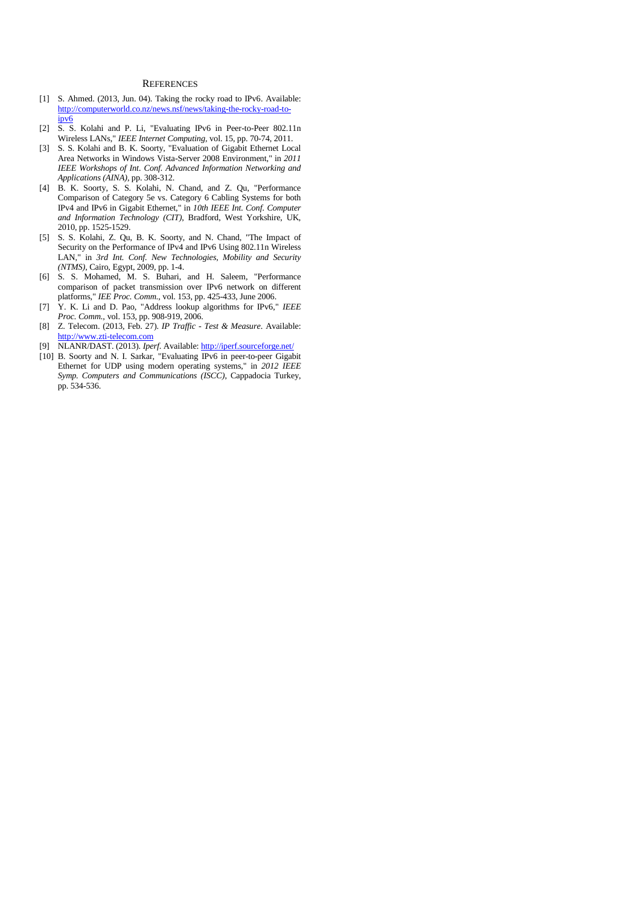## REFERENCES

[1] S. Ahmed. (2013, Jun. 04). Taking the rocky road to IPv6. Available: http://computerworld.co.nz/news.nsf/news/taking-the-rocky-road-to-ipv6

[2] S. S. Kolahi and P. Li, "Evaluating IPv6 in Peer-to-Peer 802.11n Wireless LANs," *IEEE Internet Computing*, vol. 15, pp. 70-74, 2011.

[3] S. S. Kolahi and B. K. Soorty, "Evaluation of Gigabit Ethernet Local Area Networks in Windows Vista-Server 2008 Environment," in *2011 IEEE Workshops of Int. Conf. Advanced Information Networking and Applications (AINA)*, pp. 308-312.

[4] B. K. Soorty, S. S. Kolahi, N. Chand, and Z. Qu, "Performance Comparison of Category 5e vs. Category 6 Cabling Systems for both IPv4 and IPv6 in Gigabit Ethernet," in *10th IEEE Int. Conf. Computer and Information Technology (CIT)*, Bradford, West Yorkshire, UK, 2010, pp. 1525-1529.

[5] S. S. Kolahi, Z. Qu, B. K. Soorty, and N. Chand, "The Impact of Security on the Performance of IPv4 and IPv6 Using 802.11n Wireless LAN," in *3rd Int. Conf. New Technologies, Mobility and Security (NTMS)*, Cairo, Egypt, 2009, pp. 1-4.

[6] S. S. Mohamed, M. S. Buhari, and H. Saleem, "Performance comparison of packet transmission over IPv6 network on different platforms," *IEE Proc. Comm.*, vol. 153, pp. 425-433, June 2006.

[7] Y. K. Li and D. Pao, "Address lookup algorithms for IPv6," *IEEE Proc. Comm.*, vol. 153, pp. 908-919, 2006.

[8] Z. Telecom. (2013, Feb. 27). *IP Traffic - Test & Measure*. Available: http://www.zti-telecom.com

[9] NLANR/DAST. (2013). *Iperf*. Available: http://iperf.sourceforge.net/

[10] B. Soorty and N. I. Sarkar, "Evaluating IPv6 in peer-to-peer Gigabit Ethernet for UDP using modern operating systems," in *2012 IEEE Symp. Computers and Communications (ISCC)*, Cappadocia Turkey, pp. 534-536.